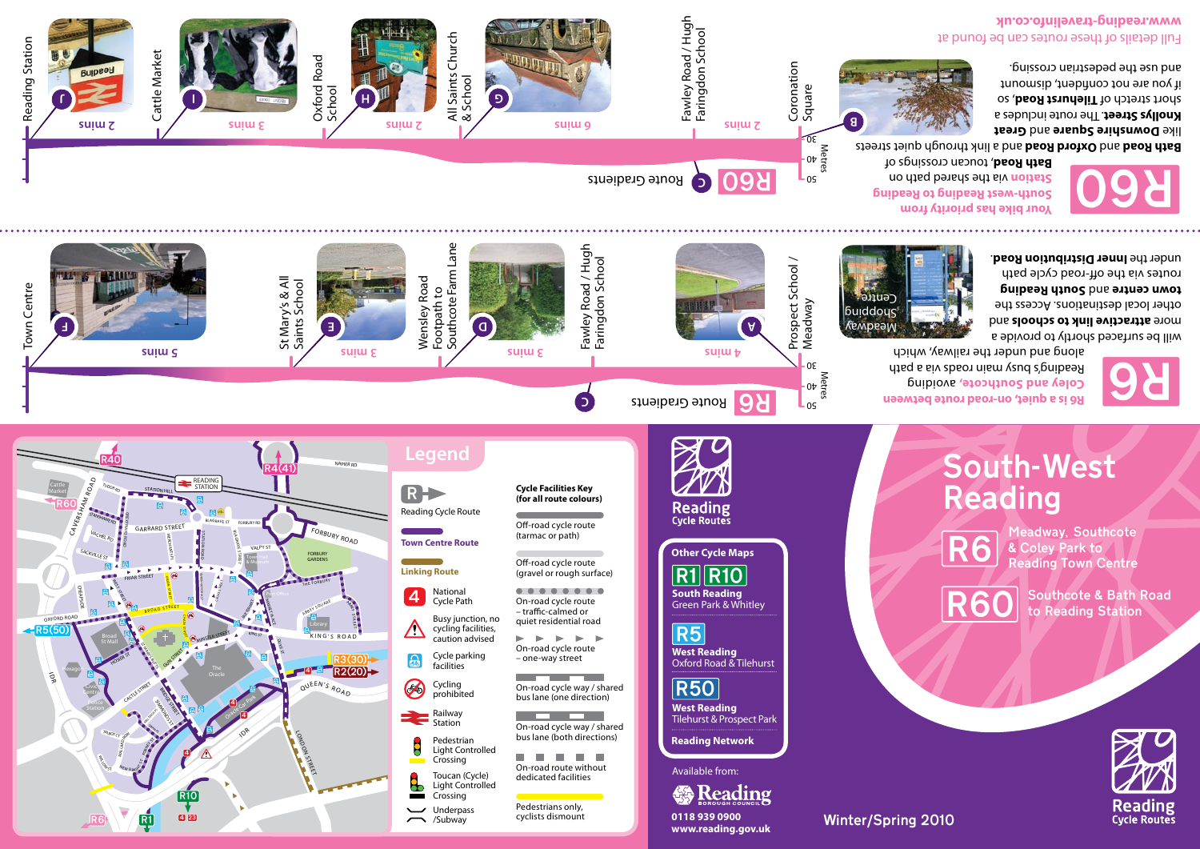# South-West Reading

**R6** Meadway, Southcote & Coley Park to Reading Town Centre

**R60** Southcote & Bath Road to Reading Station

Winter/Spring 2010

## Reading Cycle Routes

### Other Cycle Maps

**R1 R10** South Reading – Green Park & Whitley

**R5** West Reading – Oxford Road & Tilehurst

**R50** West Reading – Tilehurst & Prospect Park

Reading Network

Available from:

Reading Borough Council

0118 939 0900

www.reading.gov.uk

## R60

**Your bike has priority from Southcote to Reading Station** via the shared path on **Bath Road**, toucan crossings of **Bath Road** and **Oxford Road** and a link through quiet streets like **Downshire Square** and **Great Knollys Street**. The route includes a short stretch of **Tilehurst Road**, so if you are not confident, dismount and use the pedestrian crossing.

Full details of these routes can be found at **www.reading-travelinfo.co.uk**

### R60 Route Gradients

Reading Station (J) – 2 mins – Cattle Market (I) – 3 mins – Oxford Road School (H) – 2 mins – All Saints Church & School (G) – 6 mins – Fawley Road / Hugh Faringdon School – 2 mins – Coronation Square (B) – C

Metres: 30, 40, 50

## R6

**R6 is a quiet, on-road route between Coley and Southcote,** avoiding Reading's busy main roads via a path along and under the railway, which will be surfaced shortly to provide a more **attractive link to schools** and other local destinations. Access the **town centre** and **South Reading** routes via the off-road cycle path under the **Inner Distribution Road**.

### R6 Route Gradients

Town Centre (F) – 5 mins – St Mary's & All Saints School (E) – 3 mins – Wensley Road Footpath to Southcote Farm Lane (D) – 3 mins – Fawley Road / Hugh Faringdon School – 4 mins – (A) Prospect School / Meadway – C

Metres: 30, 40, 50

## Legend

- Reading Cycle Route
- Town Centre Route
- Linking Route
- National Cycle Path
- Busy junction, no cycling facilities, caution advised
- Cycle parking facilities
- Cycling prohibited
- Railway Station
- Pedestrian Light Controlled Crossing
- Toucan (Cycle) Light Controlled Crossing
- Underpass /Subway

### Cycle Facilities Key (for all route colours)

- Off-road cycle route (tarmac or path)
- Off-road cycle route (gravel or rough surface)
- On-road cycle route – traffic-calmed or quiet residential road
- On-road cycle route – one-way street
- On-road cycle way / shared bus lane (one direction)
- On-road cycle way / shared bus lane (both directions)
- On-road route without dedicated facilities
- Pedestrians only, cyclists dismount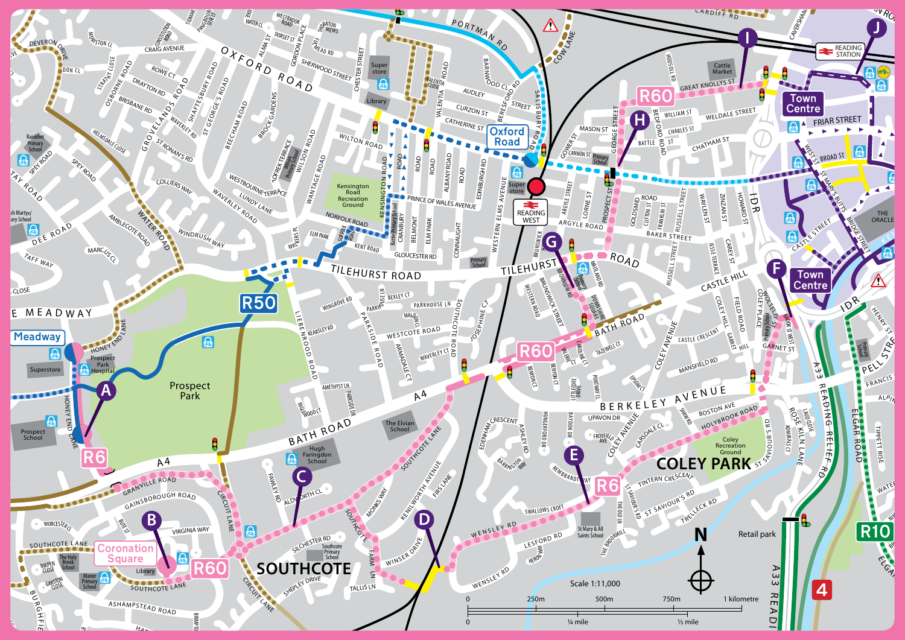R60

R6

R50

R10

Town Centre

Oxford Road

Meadway

Coronation Square

READING WEST

READING STATION

Prospect Park

SOUTHCOTE

COLEY PARK

A B C D E F G H I J

N

Scale 1:11,000

0 250m 500m 750m 1 kilometre

0 ¼ mile ½ mile

4